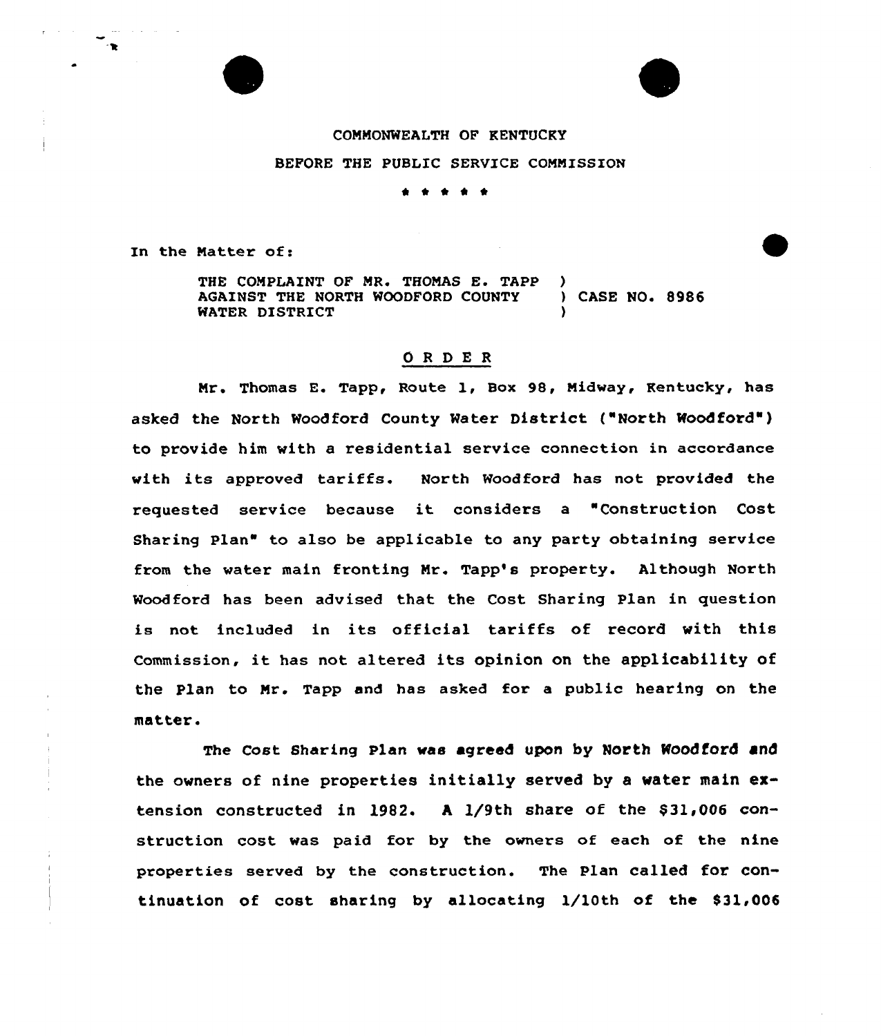COMMONWEALTH OF KENTUCKY

BEFORE THE PUBLIC SERVICE COMMISSION

\* \* \* \* \*

In the Matter of:

THE COMPLAINT OF MR. THOMAS E. TAPP AGAINST THE NORTH WOODFORD COUNTY WATER DISTRICT ) CASE NO. 8986

## O R D E R

Mr. Thomas E. Tapp, Route 1, Box 98, Midway, Kentucky, has asked the North Woodford County Water District ("North Woodford") to provide him with a residential service connection in accordance with its approved tariffs. North Woodford has not provided the requested service because it considers a "Construction Cost Sharing Plan" to also be applicable to any party obtaining service from the water main fronting Mr. Tapp's property. Although North Woodford has been advised that the Cost Sharing Plan in question is not included in its official tariffs of record with this Commission, it has not altered its opinion on the applicability of the Plan to Mr. Tapp and has asked for a public hearing on the matter.

The Cost Sharing Plan was agreed upon by North Woodford and the owners of nine properties initially served by a water main extension constructed in 1982. A 1/9th share of the $31,006 construction cost was paid for by the owners of each of the nine properties served by the construction. The Plan called for continuation of cost sharing by allocating 1/10th of the $31,006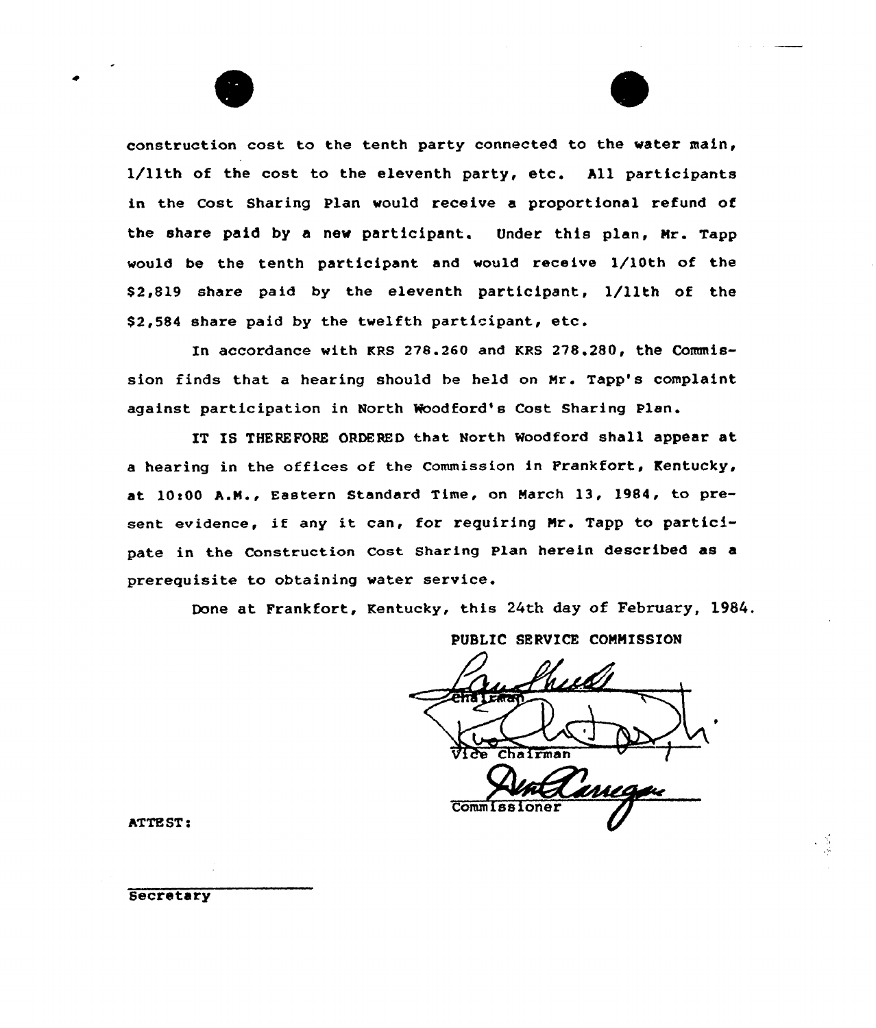construction cost to the tenth party connected to the water main, 1/11th of the cost to the eleventh party, etc. All participants in the Cost Sharing Plan would receive a proportional refund of the share paid by a new participant. Under this plan, Mr. Tapp would be the tenth participant and would receive 1/10th of the $2,819 share paid by the eleventh participant, 1/11th of the $2,584 share paid by the twelfth participant, etc.

In accordance with KRS 278.260 and KRS 278.280, the Commission finds that a hearing should be held on Mr. Tapp's complaint against participation in North Woodford's Cost Sharing Plan.

IT IS THEREFORE ORDERED that North Woodford shall appear at a hearing in the offices of the Commission in Frankfort, Kentucky, at 10:00 A.M., Eastern Standard Time, on March 13, 1984, to present evidence, if any it can, for requiring Mr. Tapp to participate in the Construction Cost Sharing Plan herein described as a prerequisite to obtaining water service.

Done at Frankfort, Kentucky, this 24th day of February, 1984.

PUBLIC SERVICE COMMISSION

Chairman

Vice Chairman

Commissioner

ATTEST:

Secretary